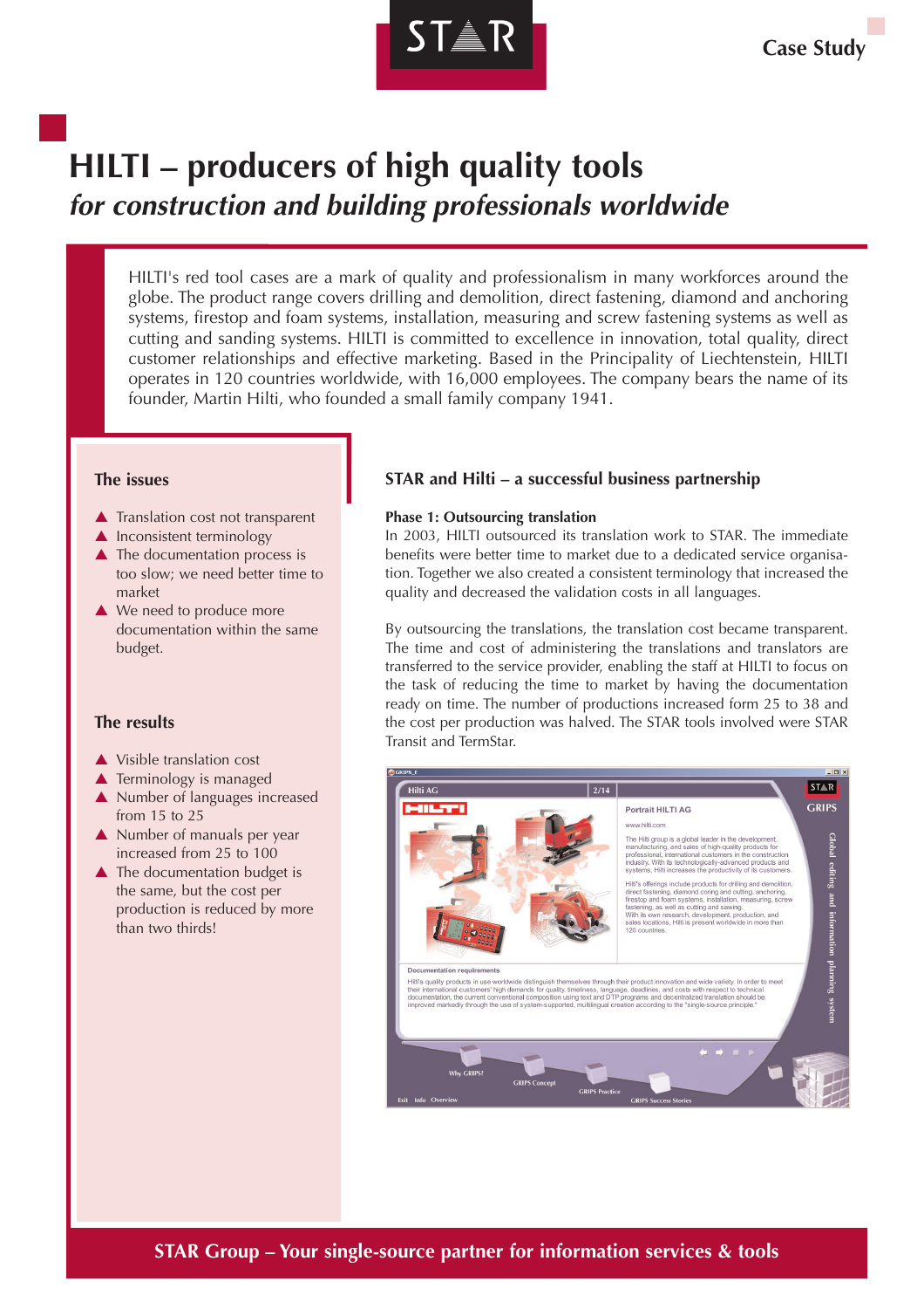Case Study

# HILTI – producers of high quality tools

## *for construction and building professionals worldwide*

HILTI's red tool cases are a mark of quality and professionalism in many workforces around the globe. The product range covers drilling and demolition, direct fastening, diamond and anchoring systems, firestop and foam systems, installation, measuring and screw fastening systems as well as cutting and sanding systems. HILTI is committed to excellence in innovation, total quality, direct customer relationships and effective marketing. Based in the Principality of Liechtenstein, HILTI operates in 120 countries worldwide, with 16,000 employees. The company bears the name of its founder, Martin Hilti, who founded a small family company 1941.

### The issues

- Translation cost not transparent
- Inconsistent terminology
- The documentation process is too slow; we need better time to market
- We need to produce more documentation within the same budget.

### The results

- Visible translation cost
- Terminology is managed
- Number of languages increased from 15 to 25
- Number of manuals per year increased from 25 to 100
- The documentation budget is the same, but the cost per production is reduced by more than two thirds!

### STAR and Hilti – a successful business partnership

**Phase 1: Outsourcing translation**

In 2003, HILTI outsourced its translation work to STAR. The immediate benefits were better time to market due to a dedicated service organisation. Together we also created a consistent terminology that increased the quality and decreased the validation costs in all languages.

By outsourcing the translations, the translation cost became transparent. The time and cost of administering the translations and translators are transferred to the service provider, enabling the staff at HILTI to focus on the task of reducing the time to market by having the documentation ready on time. The number of productions increased form 25 to 38 and the cost per production was halved. The STAR tools involved were STAR Transit and TermStar.

**STAR Group – Your single-source partner for information services & tools**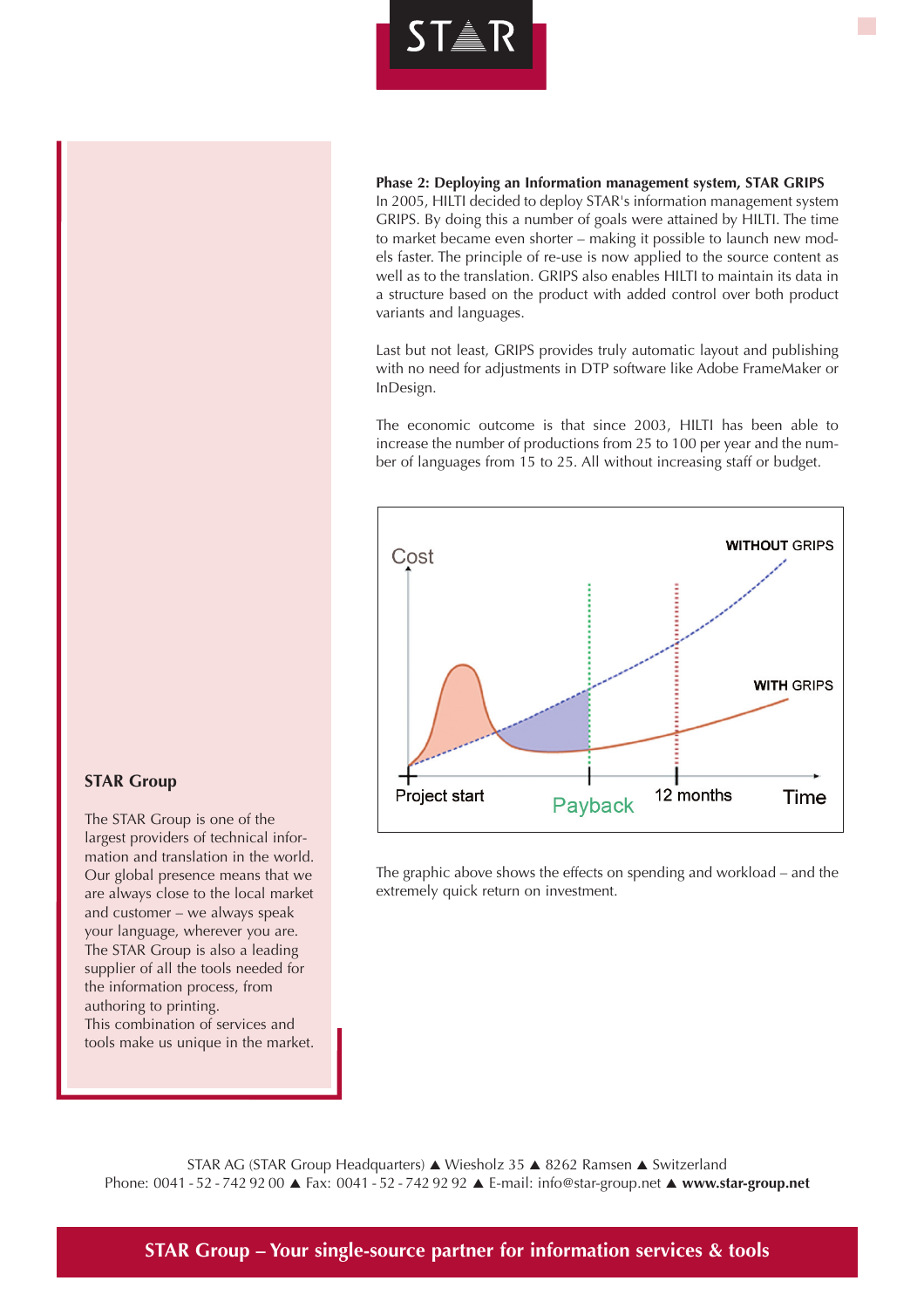### Phase 2: Deploying an Information management system, STAR GRIPS

In 2005, HILTI decided to deploy STAR's information management system GRIPS. By doing this a number of goals were attained by HILTI. The time to market became even shorter – making it possible to launch new models faster. The principle of re-use is now applied to the source content as well as to the translation. GRIPS also enables HILTI to maintain its data in a structure based on the product with added control over both product variants and languages.

Last but not least, GRIPS provides truly automatic layout and publishing with no need for adjustments in DTP software like Adobe FrameMaker or InDesign.

The economic outcome is that since 2003, HILTI has been able to increase the number of productions from 25 to 100 per year and the number of languages from 15 to 25. All without increasing staff or budget.

Cost

WITHOUT GRIPS

WITH GRIPS

Project start

Payback

12 months

Time

The graphic above shows the effects on spending and workload – and the extremely quick return on investment.

### STAR Group

The STAR Group is one of the largest providers of technical information and translation in the world. Our global presence means that we are always close to the local market and customer – we always speak your language, wherever you are. The STAR Group is also a leading supplier of all the tools needed for the information process, from authoring to printing.
This combination of services and tools make us unique in the market.

STAR AG (STAR Group Headquarters) ▲ Wiesholz 35 ▲ 8262 Ramsen ▲ Switzerland
Phone: 0041 - 52 - 742 92 00 ▲ Fax: 0041 - 52 - 742 92 92 ▲ E-mail: info@star-group.net ▲ **www.star-group.net**

**STAR Group – Your single-source partner for information services & tools**